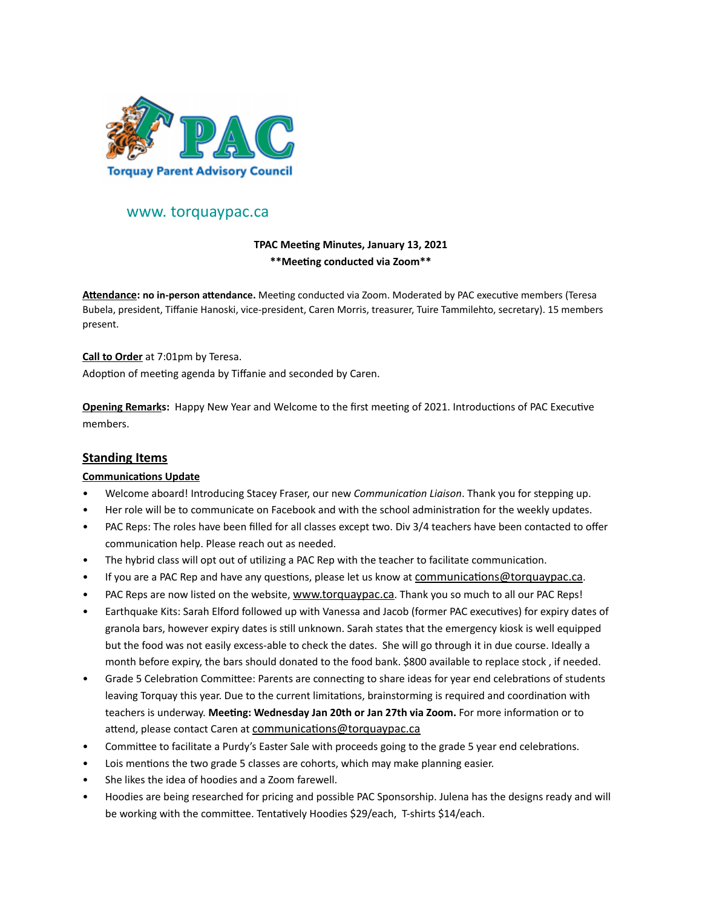Torquay Parent Advisory Council

www. torquaypac.ca

**TPAC Meeting Minutes, January 13, 2021**
**\*\*Meeting conducted via Zoom\*\***

**Attendance: no in-person attendance.** Meeting conducted via Zoom. Moderated by PAC executive members (Teresa Bubela, president, Tiffanie Hanoski, vice-president, Caren Morris, treasurer, Tuire Tammilehto, secretary). 15 members present.

**Call to Order** at 7:01pm by Teresa.
Adoption of meeting agenda by Tiffanie and seconded by Caren.

**Opening Remarks:** Happy New Year and Welcome to the first meeting of 2021. Introductions of PAC Executive members.

## Standing Items

### Communications Update

- Welcome aboard! Introducing Stacey Fraser, our new *Communication Liaison*. Thank you for stepping up.
- Her role will be to communicate on Facebook and with the school administration for the weekly updates.
- PAC Reps: The roles have been filled for all classes except two. Div 3/4 teachers have been contacted to offer communication help. Please reach out as needed.
- The hybrid class will opt out of utilizing a PAC Rep with the teacher to facilitate communication.
- If you are a PAC Rep and have any questions, please let us know at communications@torquaypac.ca.
- PAC Reps are now listed on the website, www.torquaypac.ca. Thank you so much to all our PAC Reps!
- Earthquake Kits: Sarah Elford followed up with Vanessa and Jacob (former PAC executives) for expiry dates of granola bars, however expiry dates is still unknown. Sarah states that the emergency kiosk is well equipped but the food was not easily excess-able to check the dates. She will go through it in due course. Ideally a month before expiry, the bars should donated to the food bank. $800 available to replace stock , if needed.
- Grade 5 Celebration Committee: Parents are connecting to share ideas for year end celebrations of students leaving Torquay this year. Due to the current limitations, brainstorming is required and coordination with teachers is underway. **Meeting: Wednesday Jan 20th or Jan 27th via Zoom.** For more information or to attend, please contact Caren at communications@torquaypac.ca
- Committee to facilitate a Purdy's Easter Sale with proceeds going to the grade 5 year end celebrations.
- Lois mentions the two grade 5 classes are cohorts, which may make planning easier.
- She likes the idea of hoodies and a Zoom farewell.
- Hoodies are being researched for pricing and possible PAC Sponsorship. Julena has the designs ready and will be working with the committee. Tentatively Hoodies $29/each, T-shirts $14/each.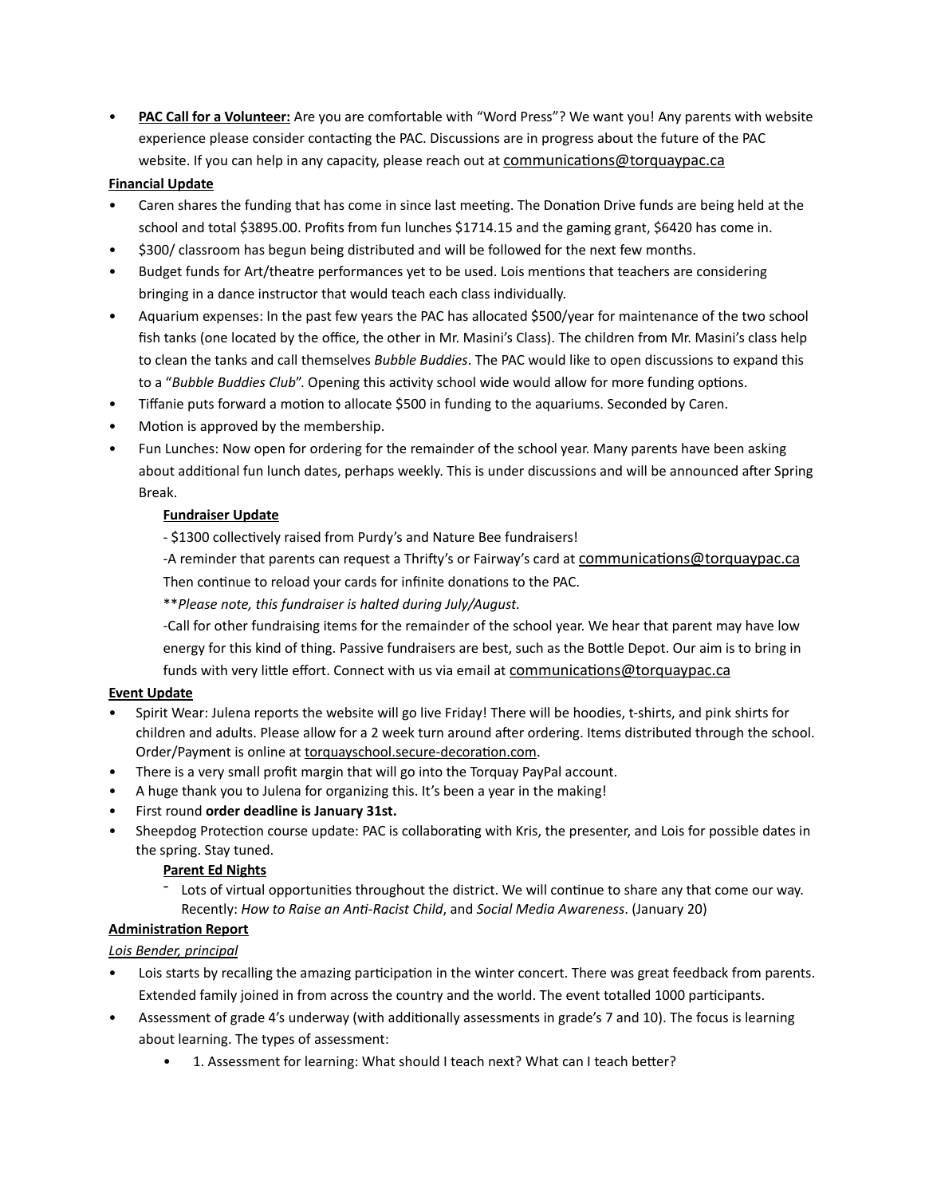- **PAC Call for a Volunteer:** Are you are comfortable with "Word Press"? We want you! Any parents with website experience please consider contacting the PAC. Discussions are in progress about the future of the PAC website. If you can help in any capacity, please reach out at communications@torquaypac.ca

**Financial Update**

- Caren shares the funding that has come in since last meeting. The Donation Drive funds are being held at the school and total $3895.00. Profits from fun lunches $1714.15 and the gaming grant, $6420 has come in.
- $300/ classroom has begun being distributed and will be followed for the next few months.
- Budget funds for Art/theatre performances yet to be used. Lois mentions that teachers are considering bringing in a dance instructor that would teach each class individually.
- Aquarium expenses: In the past few years the PAC has allocated $500/year for maintenance of the two school fish tanks (one located by the office, the other in Mr. Masini's Class). The children from Mr. Masini's class help to clean the tanks and call themselves *Bubble Buddies*. The PAC would like to open discussions to expand this to a "*Bubble Buddies Club*". Opening this activity school wide would allow for more funding options.
- Tiffanie puts forward a motion to allocate $500 in funding to the aquariums. Seconded by Caren.
- Motion is approved by the membership.
- Fun Lunches: Now open for ordering for the remainder of the school year. Many parents have been asking about additional fun lunch dates, perhaps weekly. This is under discussions and will be announced after Spring Break.

  **Fundraiser Update**

  - $1300 collectively raised from Purdy's and Nature Bee fundraisers!

  -A reminder that parents can request a Thrifty's or Fairway's card at communications@torquaypac.ca Then continue to reload your cards for infinite donations to the PAC.

  ***Please note, this fundraiser is halted during July/August.*

  -Call for other fundraising items for the remainder of the school year. We hear that parent may have low energy for this kind of thing. Passive fundraisers are best, such as the Bottle Depot. Our aim is to bring in funds with very little effort. Connect with us via email at communications@torquaypac.ca

**Event Update**

- Spirit Wear: Julena reports the website will go live Friday! There will be hoodies, t-shirts, and pink shirts for children and adults. Please allow for a 2 week turn around after ordering. Items distributed through the school. Order/Payment is online at torquayschool.secure-decoration.com.
- There is a very small profit margin that will go into the Torquay PayPal account.
- A huge thank you to Julena for organizing this. It's been a year in the making!
- First round **order deadline is January 31st.**
- Sheepdog Protection course update: PAC is collaborating with Kris, the presenter, and Lois for possible dates in the spring. Stay tuned.

  **Parent Ed Nights**

  - Lots of virtual opportunities throughout the district. We will continue to share any that come our way. Recently: *How to Raise an Anti-Racist Child*, and *Social Media Awareness*. (January 20)

**Administration Report**

*Lois Bender, principal*

- Lois starts by recalling the amazing participation in the winter concert. There was great feedback from parents. Extended family joined in from across the country and the world. The event totalled 1000 participants.
- Assessment of grade 4's underway (with additionally assessments in grade's 7 and 10). The focus is learning about learning. The types of assessment:
  - 1. Assessment for learning: What should I teach next? What can I teach better?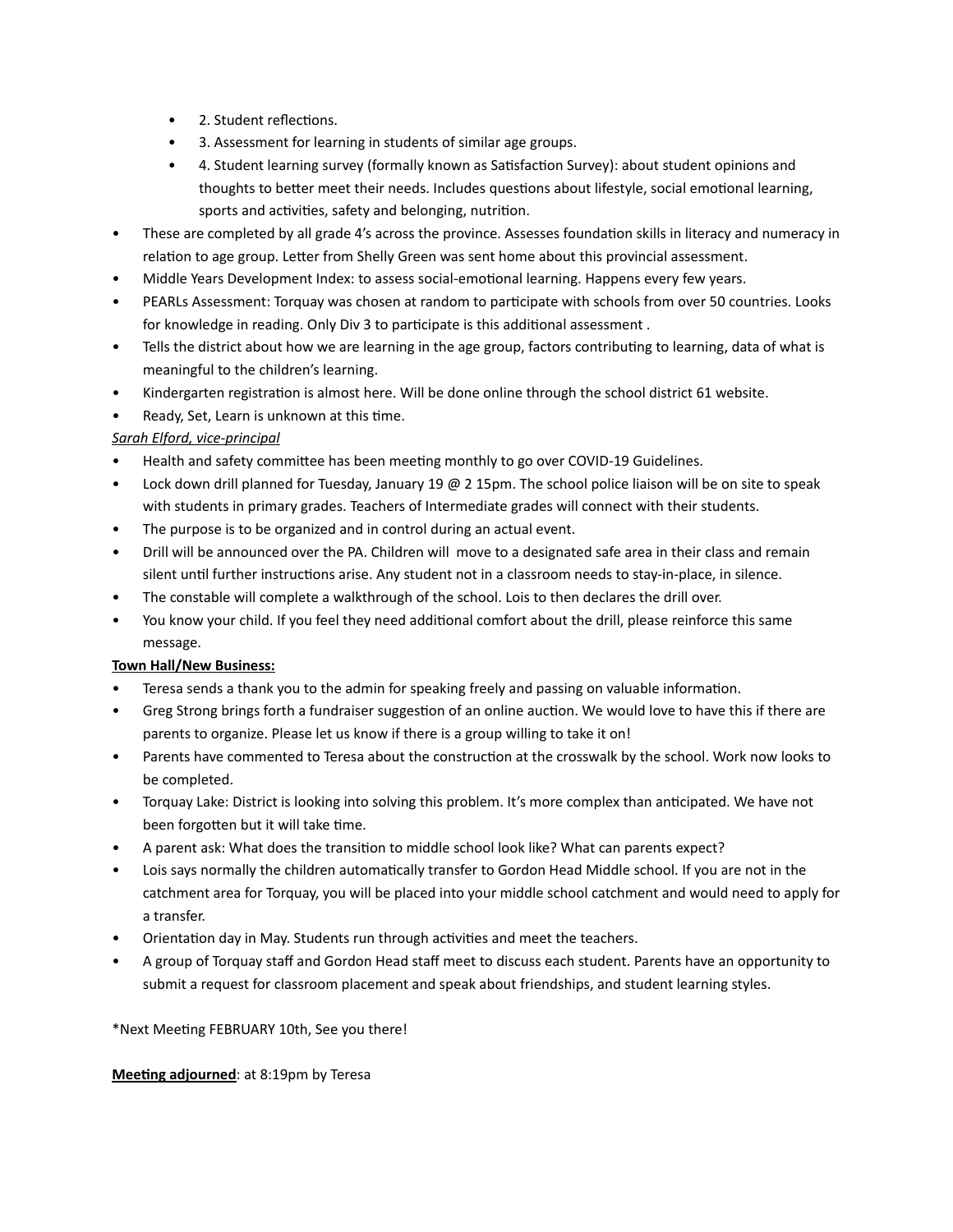- 2. Student reflections.
   - 3. Assessment for learning in students of similar age groups.
   - 4. Student learning survey (formally known as Satisfaction Survey): about student opinions and thoughts to better meet their needs. Includes questions about lifestyle, social emotional learning, sports and activities, safety and belonging, nutrition.
- These are completed by all grade 4's across the province. Assesses foundation skills in literacy and numeracy in relation to age group. Letter from Shelly Green was sent home about this provincial assessment.
- Middle Years Development Index: to assess social-emotional learning. Happens every few years.
- PEARLs Assessment: Torquay was chosen at random to participate with schools from over 50 countries. Looks for knowledge in reading. Only Div 3 to participate is this additional assessment .
- Tells the district about how we are learning in the age group, factors contributing to learning, data of what is meaningful to the children's learning.
- Kindergarten registration is almost here. Will be done online through the school district 61 website.
- Ready, Set, Learn is unknown at this time.

*Sarah Elford, vice-principal*

- Health and safety committee has been meeting monthly to go over COVID-19 Guidelines.
- Lock down drill planned for Tuesday, January 19 @ 2 15pm. The school police liaison will be on site to speak with students in primary grades. Teachers of Intermediate grades will connect with their students.
- The purpose is to be organized and in control during an actual event.
- Drill will be announced over the PA. Children will move to a designated safe area in their class and remain silent until further instructions arise. Any student not in a classroom needs to stay-in-place, in silence.
- The constable will complete a walkthrough of the school. Lois to then declares the drill over.
- You know your child. If you feel they need additional comfort about the drill, please reinforce this same message.

**Town Hall/New Business:**

- Teresa sends a thank you to the admin for speaking freely and passing on valuable information.
- Greg Strong brings forth a fundraiser suggestion of an online auction. We would love to have this if there are parents to organize. Please let us know if there is a group willing to take it on!
- Parents have commented to Teresa about the construction at the crosswalk by the school. Work now looks to be completed.
- Torquay Lake: District is looking into solving this problem. It's more complex than anticipated. We have not been forgotten but it will take time.
- A parent ask: What does the transition to middle school look like? What can parents expect?
- Lois says normally the children automatically transfer to Gordon Head Middle school. If you are not in the catchment area for Torquay, you will be placed into your middle school catchment and would need to apply for a transfer.
- Orientation day in May. Students run through activities and meet the teachers.
- A group of Torquay staff and Gordon Head staff meet to discuss each student. Parents have an opportunity to submit a request for classroom placement and speak about friendships, and student learning styles.

*Next Meeting FEBRUARY 10th, See you there!

**Meeting adjourned**: at 8:19pm by Teresa